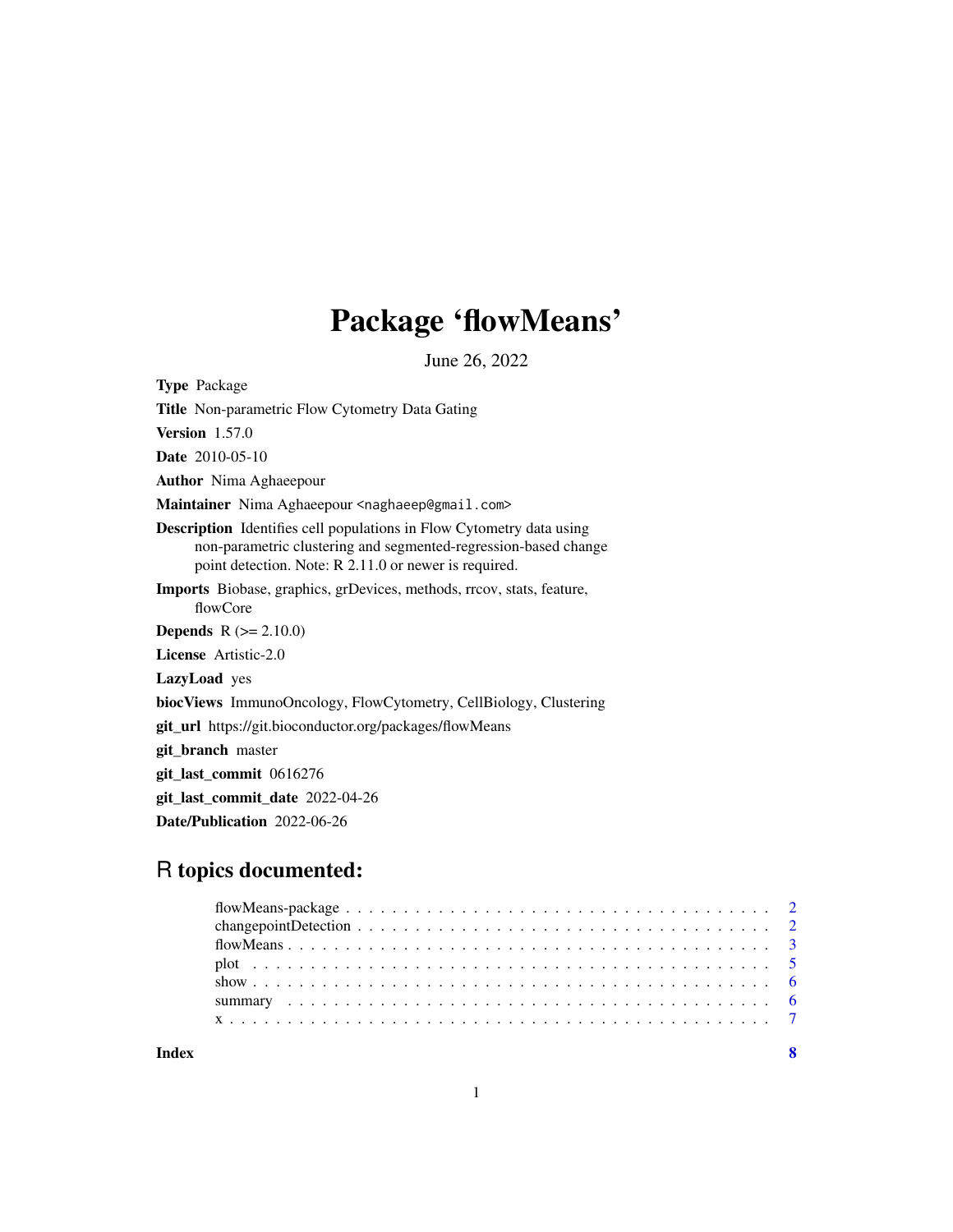# Package 'flowMeans'

June 26, 2022

**Type** Package

**Title** Non-parametric Flow Cytometry Data Gating

**Version** 1.57.0

**Date** 2010-05-10

**Author** Nima Aghaeepour

**Maintainer** Nima Aghaeepour <naghaeep@gmail.com>

**Description** Identifies cell populations in Flow Cytometry data using non-parametric clustering and segmented-regression-based change point detection. Note: R 2.11.0 or newer is required.

**Imports** Biobase, graphics, grDevices, methods, rrcov, stats, feature, flowCore

**Depends** R (>= 2.10.0)

**License** Artistic-2.0

**LazyLoad** yes

**biocViews** ImmunoOncology, FlowCytometry, CellBiology, Clustering

**git_url** https://git.bioconductor.org/packages/flowMeans

**git_branch** master

**git_last_commit** 0616276

**git_last_commit_date** 2022-04-26

**Date/Publication** 2022-06-26

## R topics documented:

| | |
|---|---|
| flowMeans-package | 2 |
| changepointDetection | 2 |
| flowMeans | 3 |
| plot | 5 |
| show | 6 |
| summary | 6 |
| x | 7 |

**Index** **8**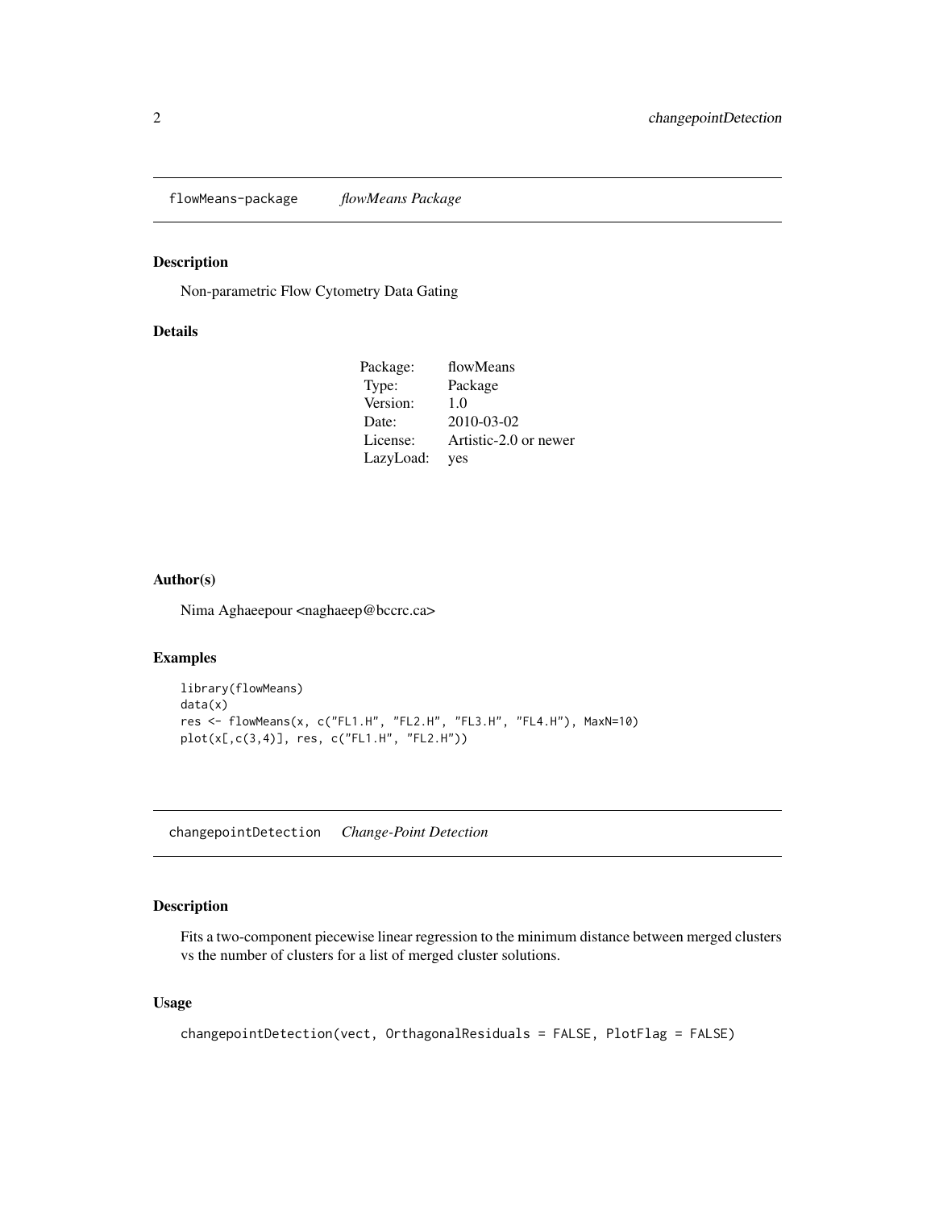## flowMeans-package *flowMeans Package*

### Description

Non-parametric Flow Cytometry Data Gating

### Details

| | |
|---|---|
| Package: | flowMeans |
| Type: | Package |
| Version: | 1.0 |
| Date: | 2010-03-02 |
| License: | Artistic-2.0 or newer |
| LazyLoad: | yes |

### Author(s)

Nima Aghaeepour <naghaeep@bccrc.ca>

### Examples

```
library(flowMeans)
data(x)
res <- flowMeans(x, c("FL1.H", "FL2.H", "FL3.H", "FL4.H"), MaxN=10)
plot(x[,c(3,4)], res, c("FL1.H", "FL2.H"))
```

## changepointDetection *Change-Point Detection*

### Description

Fits a two-component piecewise linear regression to the minimum distance between merged clusters vs the number of clusters for a list of merged cluster solutions.

### Usage

```
changepointDetection(vect, OrthagonalResiduals = FALSE, PlotFlag = FALSE)
```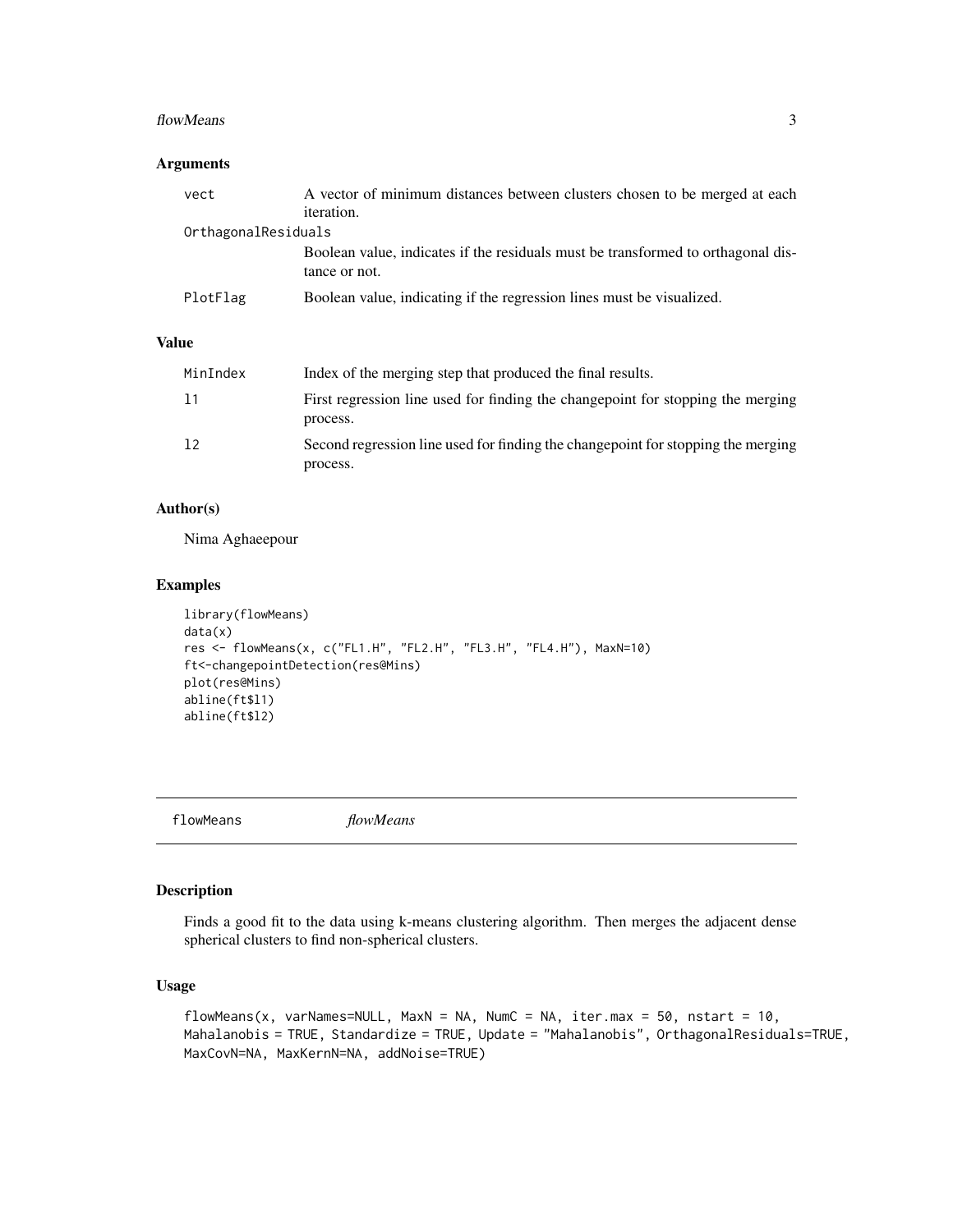### Arguments

| | |
|---|---|
| `vect` | A vector of minimum distances between clusters chosen to be merged at each iteration. |
| `OrthagonalResiduals` | Boolean value, indicates if the residuals must be transformed to orthagonal distance or not. |
| `PlotFlag` | Boolean value, indicating if the regression lines must be visualized. |

### Value

| | |
|---|---|
| `MinIndex` | Index of the merging step that produced the final results. |
| `l1` | First regression line used for finding the changepoint for stopping the merging process. |
| `l2` | Second regression line used for finding the changepoint for stopping the merging process. |

### Author(s)

Nima Aghaeepour

### Examples

```
library(flowMeans)
data(x)
res <- flowMeans(x, c("FL1.H", "FL2.H", "FL3.H", "FL4.H"), MaxN=10)
ft<-changepointDetection(res@Mins)
plot(res@Mins)
abline(ft$l1)
abline(ft$l2)
```

---

## `flowMeans` *flowMeans*

---

### Description

Finds a good fit to the data using k-means clustering algorithm. Then merges the adjacent dense spherical clusters to find non-spherical clusters.

### Usage

```
flowMeans(x, varNames=NULL, MaxN = NA, NumC = NA, iter.max = 50, nstart = 10,
Mahalanobis = TRUE, Standardize = TRUE, Update = "Mahalanobis", OrthagonalResiduals=TRUE,
MaxCovN=NA, MaxKernN=NA, addNoise=TRUE)
```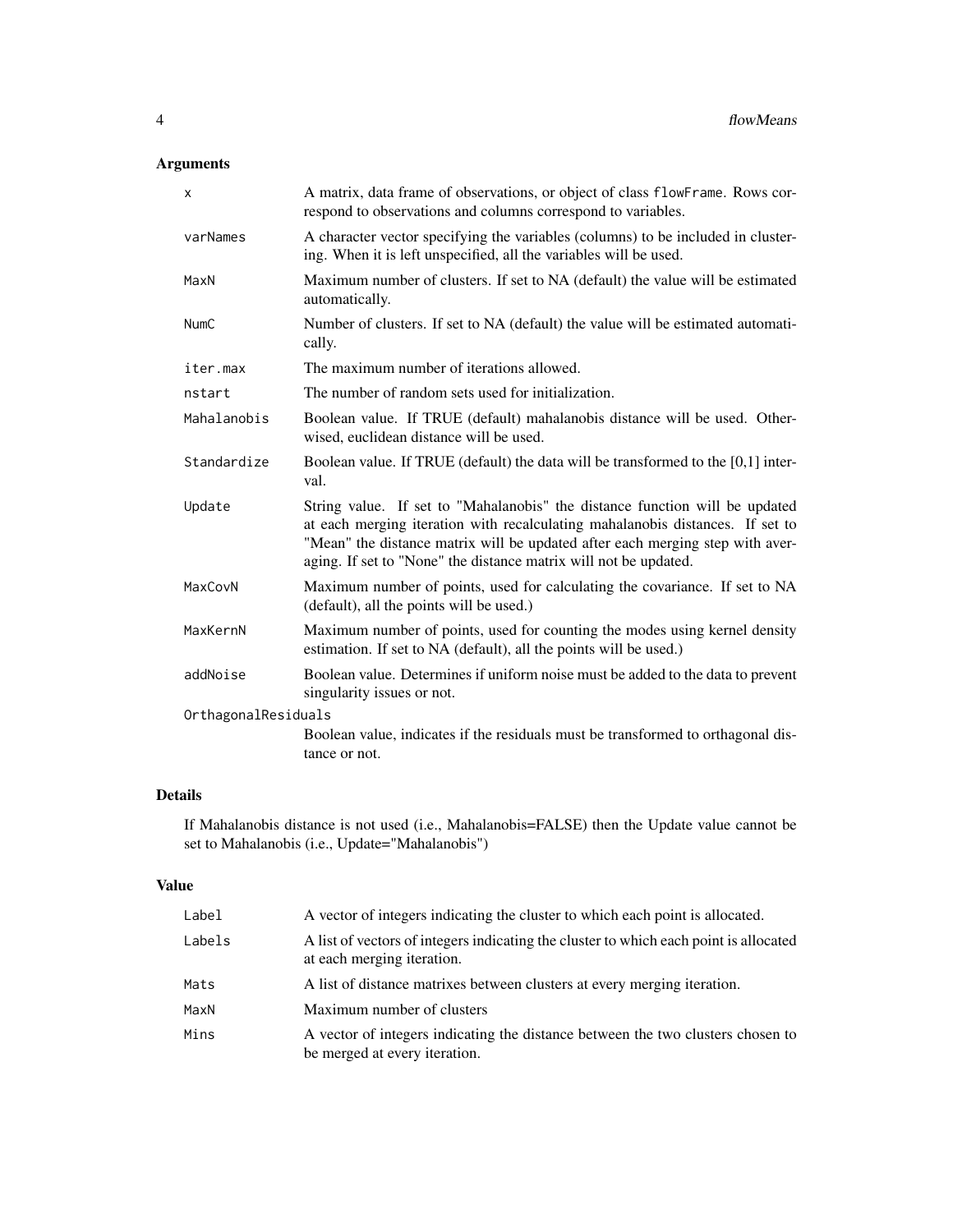## Arguments

| Argument | Description |
|---|---|
| `x` | A matrix, data frame of observations, or object of class `flowFrame`. Rows correspond to observations and columns correspond to variables. |
| `varNames` | A character vector specifying the variables (columns) to be included in clustering. When it is left unspecified, all the variables will be used. |
| `MaxN` | Maximum number of clusters. If set to NA (default) the value will be estimated automatically. |
| `NumC` | Number of clusters. If set to NA (default) the value will be estimated automatically. |
| `iter.max` | The maximum number of iterations allowed. |
| `nstart` | The number of random sets used for initialization. |
| `Mahalanobis` | Boolean value. If TRUE (default) mahalanobis distance will be used. Otherwised, euclidean distance will be used. |
| `Standardize` | Boolean value. If TRUE (default) the data will be transformed to the [0,1] interval. |
| `Update` | String value. If set to "Mahalanobis" the distance function will be updated at each merging iteration with recalculating mahalanobis distances. If set to "Mean" the distance matrix will be updated after each merging step with averaging. If set to "None" the distance matrix will not be updated. |
| `MaxCovN` | Maximum number of points, used for calculating the covariance. If set to NA (default), all the points will be used.) |
| `MaxKernN` | Maximum number of points, used for counting the modes using kernel density estimation. If set to NA (default), all the points will be used.) |
| `addNoise` | Boolean value. Determines if uniform noise must be added to the data to prevent singularity issues or not. |
| `OrthagonalResiduals` | Boolean value, indicates if the residuals must be transformed to orthogonal distance or not. |

## Details

If Mahalanobis distance is not used (i.e., Mahalanobis=FALSE) then the Update value cannot be set to Mahalanobis (i.e., Update="Mahalanobis")

## Value

| Value | Description |
|---|---|
| `Label` | A vector of integers indicating the cluster to which each point is allocated. |
| `Labels` | A list of vectors of integers indicating the cluster to which each point is allocated at each merging iteration. |
| `Mats` | A list of distance matrixes between clusters at every merging iteration. |
| `MaxN` | Maximum number of clusters |
| `Mins` | A vector of integers indicating the distance between the two clusters chosen to be merged at every iteration. |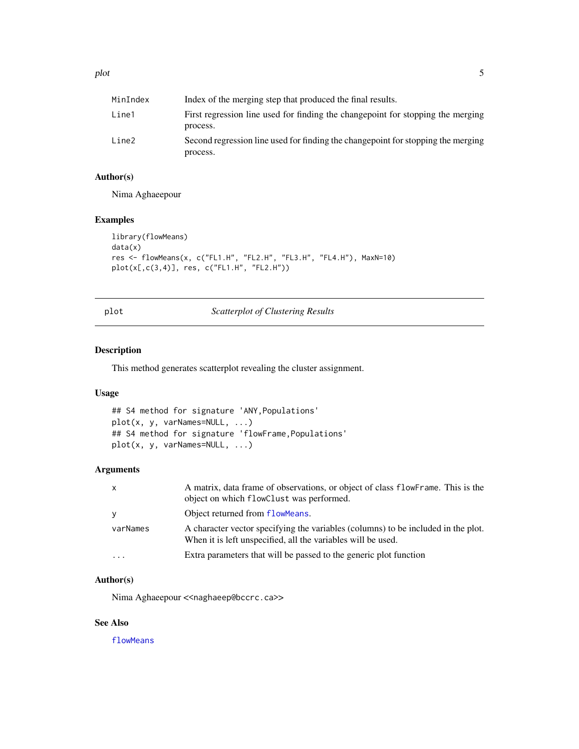| | |
|---|---|
| MinIndex | Index of the merging step that produced the final results. |
| Line1 | First regression line used for finding the changepoint for stopping the merging process. |
| Line2 | Second regression line used for finding the changepoint for stopping the merging process. |

### Author(s)

Nima Aghaeepour

### Examples

```
library(flowMeans)
data(x)
res <- flowMeans(x, c("FL1.H", "FL2.H", "FL3.H", "FL4.H"), MaxN=10)
plot(x[,c(3,4)], res, c("FL1.H", "FL2.H"))
```

---

## plot *Scatterplot of Clustering Results*

---

### Description

This method generates scatterplot revealing the cluster assignment.

### Usage

```
## S4 method for signature 'ANY,Populations'
plot(x, y, varNames=NULL, ...)
## S4 method for signature 'flowFrame,Populations'
plot(x, y, varNames=NULL, ...)
```

### Arguments

| | |
|---|---|
| x | A matrix, data frame of observations, or object of class `flowFrame`. This is the object on which `flowClust` was performed. |
| y | Object returned from `flowMeans`. |
| varNames | A character vector specifying the variables (columns) to be included in the plot. When it is left unspecified, all the variables will be used. |
| ... | Extra parameters that will be passed to the generic plot function |

### Author(s)

Nima Aghaeepour <<naghaeep@bccrc.ca>>

### See Also

`flowMeans`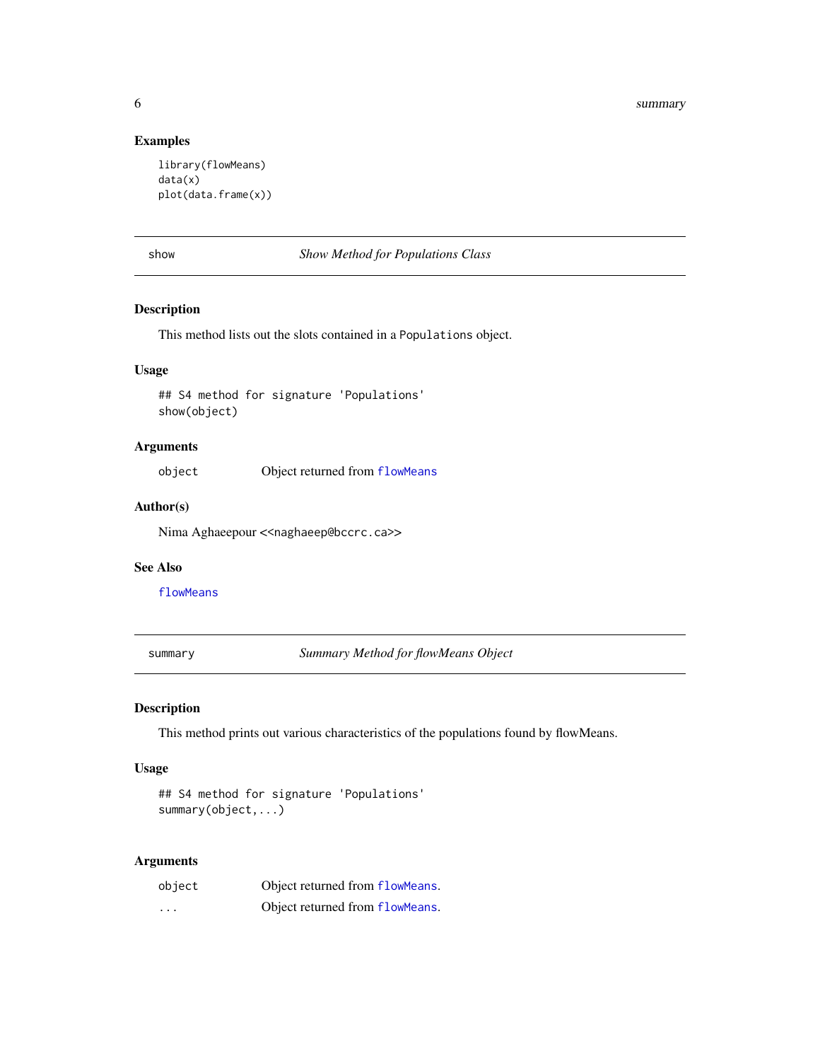### Examples

```
library(flowMeans)
data(x)
plot(data.frame(x))
```

---

## show — *Show Method for Populations Class*

### Description

This method lists out the slots contained in a `Populations` object.

### Usage

```
## S4 method for signature 'Populations'
show(object)
```

### Arguments

| | |
|---|---|
| `object` | Object returned from `flowMeans` |

### Author(s)

Nima Aghaeepour <<naghaeep@bccrc.ca>>

### See Also

`flowMeans`

---

## summary — *Summary Method for flowMeans Object*

### Description

This method prints out various characteristics of the populations found by flowMeans.

### Usage

```
## S4 method for signature 'Populations'
summary(object,...)
```

### Arguments

| | |
|---|---|
| `object` | Object returned from `flowMeans`. |
| `...` | Object returned from `flowMeans`. |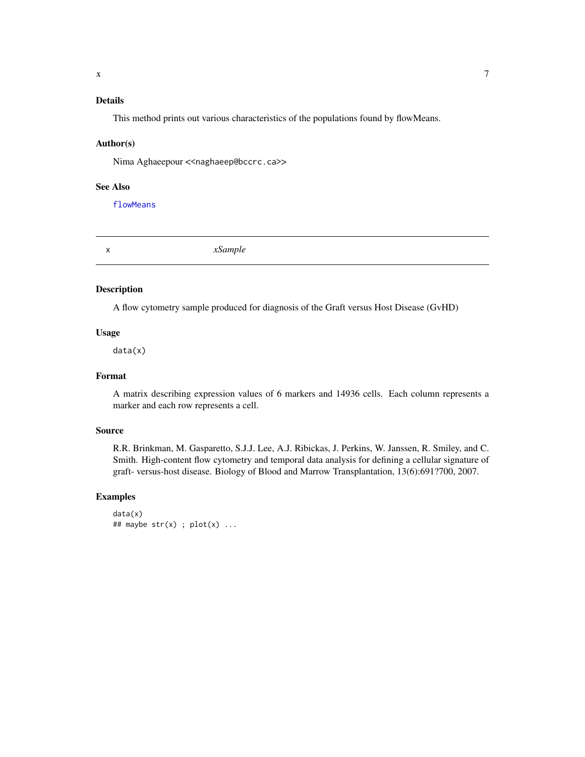### Details

This method prints out various characteristics of the populations found by flowMeans.

### Author(s)

Nima Aghaeepour <<naghaeep@bccrc.ca>>

### See Also

flowMeans

---

## x *xSample*

---

### Description

A flow cytometry sample produced for diagnosis of the Graft versus Host Disease (GvHD)

### Usage

```
data(x)
```

### Format

A matrix describing expression values of 6 markers and 14936 cells. Each column represents a marker and each row represents a cell.

### Source

R.R. Brinkman, M. Gasparetto, S.J.J. Lee, A.J. Ribickas, J. Perkins, W. Janssen, R. Smiley, and C. Smith. High-content flow cytometry and temporal data analysis for defining a cellular signature of graft- versus-host disease. Biology of Blood and Marrow Transplantation, 13(6):691?700, 2007.

### Examples

```
data(x)
## maybe str(x) ; plot(x) ...
```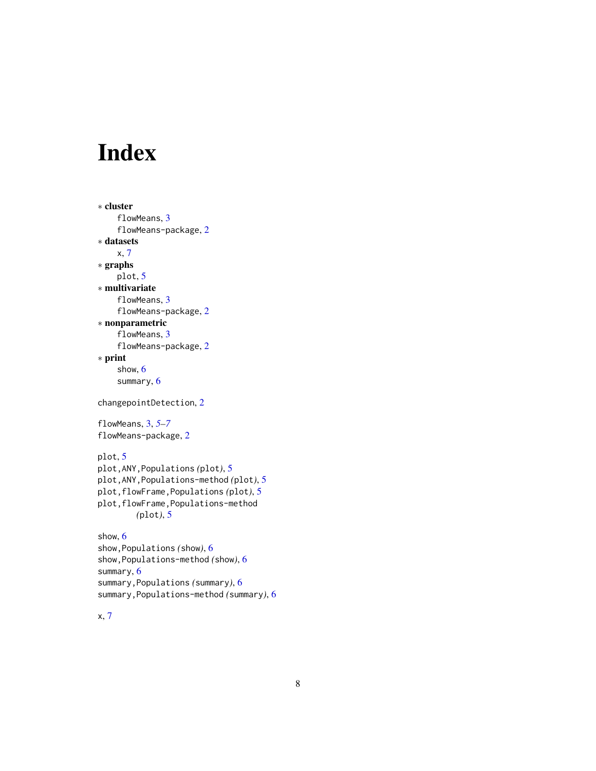# Index

* **cluster**
  - flowMeans, 3
  - flowMeans-package, 2
* **datasets**
  - x, 7
* **graphs**
  - plot, 5
* **multivariate**
  - flowMeans, 3
  - flowMeans-package, 2
* **nonparametric**
  - flowMeans, 3
  - flowMeans-package, 2
* **print**
  - show, 6
  - summary, 6

changepointDetection, 2

flowMeans, 3, *5–7*
flowMeans-package, 2

plot, 5
plot,ANY,Populations *(plot)*, 5
plot,ANY,Populations-method *(plot)*, 5
plot,flowFrame,Populations *(plot)*, 5
plot,flowFrame,Populations-method *(plot)*, 5

show, 6
show,Populations *(show)*, 6
show,Populations-method *(show)*, 6
summary, 6
summary,Populations *(summary)*, 6
summary,Populations-method *(summary)*, 6

x, 7